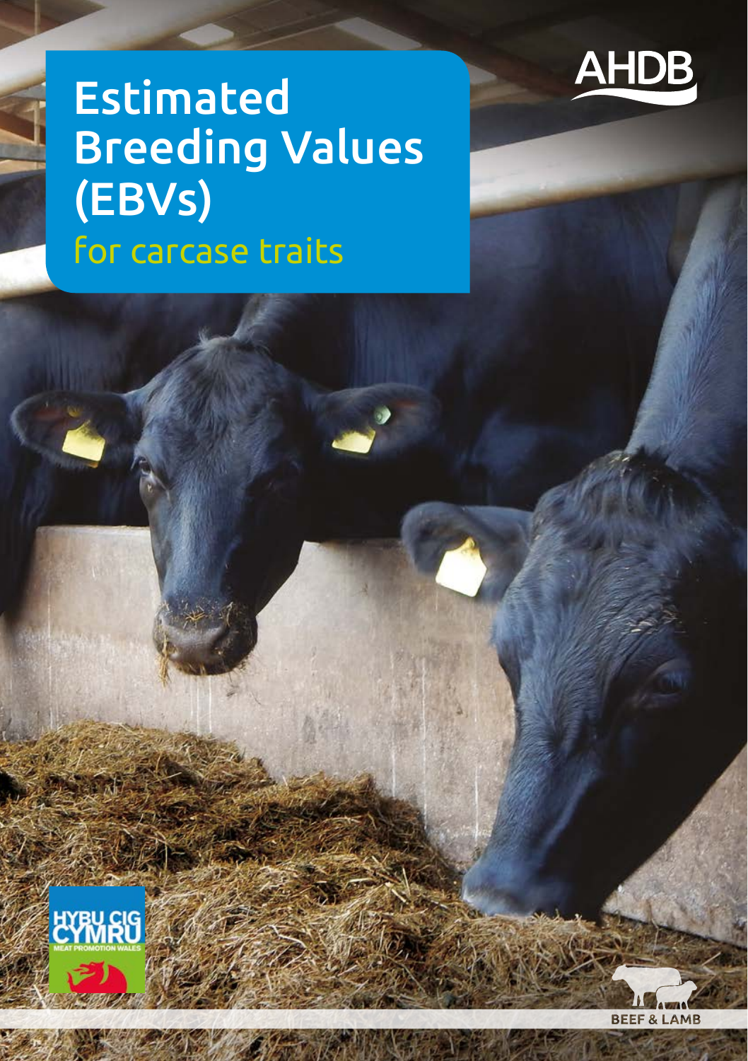# Estimated Breeding Values (EBVs)

## for carcase traits

AHDB

HYBU CIG CYMRU
MEAT PROMOTION WALES

BEEF & LAMB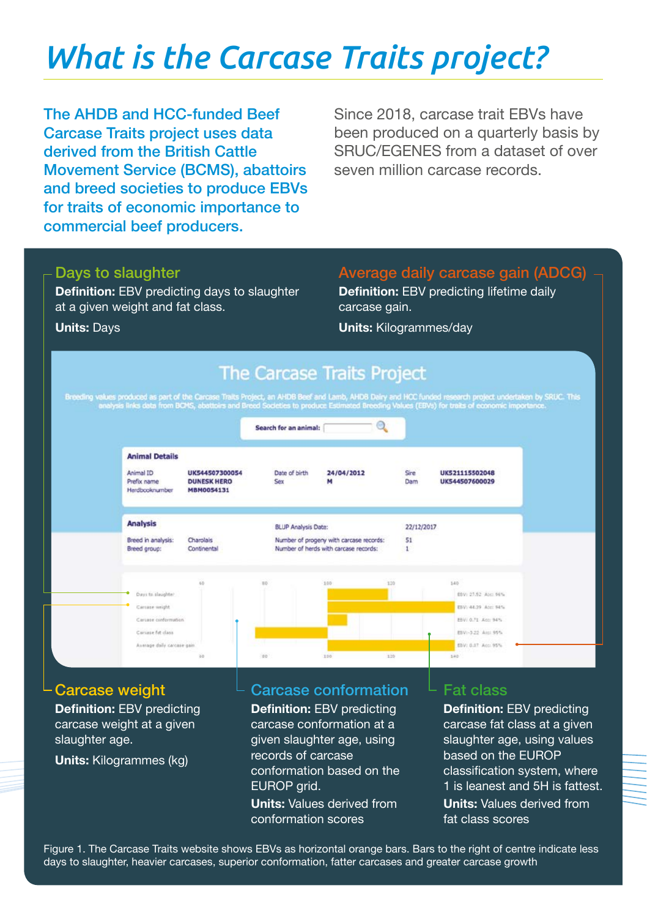# What is the Carcase Traits project?

The AHDB and HCC-funded Beef Carcase Traits project uses data derived from the British Cattle Movement Service (BCMS), abattoirs and breed societies to produce EBVs for traits of economic importance to commercial beef producers.

Since 2018, carcase trait EBVs have been produced on a quarterly basis by SRUC/EGENES from a dataset of over seven million carcase records.

### Days to slaughter

**Definition:** EBV predicting days to slaughter at a given weight and fat class.

**Units:** Days

### Average daily carcase gain (ADCG)

**Definition:** EBV predicting lifetime daily carcase gain.

**Units:** Kilogrammes/day

### Carcase weight

**Definition:** EBV predicting carcase weight at a given slaughter age.

**Units:** Kilogrammes (kg)

### Carcase conformation

**Definition:** EBV predicting carcase conformation at a given slaughter age, using records of carcase conformation based on the EUROP grid.

**Units:** Values derived from conformation scores

### Fat class

**Definition:** EBV predicting carcase fat class at a given slaughter age, using values based on the EUROP classification system, where 1 is leanest and 5H is fattest.

**Units:** Values derived from fat class scores

Figure 1. The Carcase Traits website shows EBVs as horizontal orange bars. Bars to the right of centre indicate less days to slaughter, heavier carcases, superior conformation, fatter carcases and greater carcase growth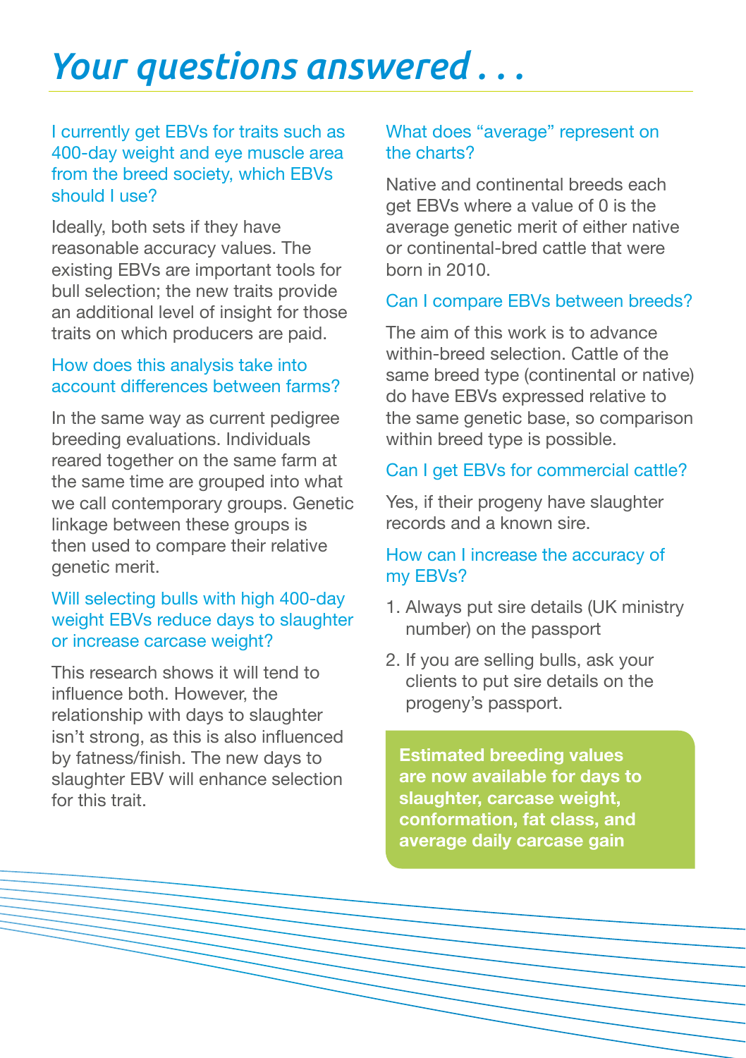# *Your questions answered . . .*

### I currently get EBVs for traits such as 400-day weight and eye muscle area from the breed society, which EBVs should I use?

Ideally, both sets if they have reasonable accuracy values. The existing EBVs are important tools for bull selection; the new traits provide an additional level of insight for those traits on which producers are paid.

### How does this analysis take into account differences between farms?

In the same way as current pedigree breeding evaluations. Individuals reared together on the same farm at the same time are grouped into what we call contemporary groups. Genetic linkage between these groups is then used to compare their relative genetic merit.

### Will selecting bulls with high 400-day weight EBVs reduce days to slaughter or increase carcase weight?

This research shows it will tend to influence both. However, the relationship with days to slaughter isn't strong, as this is also influenced by fatness/finish. The new days to slaughter EBV will enhance selection for this trait.

### What does "average" represent on the charts?

Native and continental breeds each get EBVs where a value of 0 is the average genetic merit of either native or continental-bred cattle that were born in 2010.

### Can I compare EBVs between breeds?

The aim of this work is to advance within-breed selection. Cattle of the same breed type (continental or native) do have EBVs expressed relative to the same genetic base, so comparison within breed type is possible.

### Can I get EBVs for commercial cattle?

Yes, if their progeny have slaughter records and a known sire.

### How can I increase the accuracy of my EBVs?

1. Always put sire details (UK ministry number) on the passport
2. If you are selling bulls, ask your clients to put sire details on the progeny's passport.

**Estimated breeding values are now available for days to slaughter, carcase weight, conformation, fat class, and average daily carcase gain**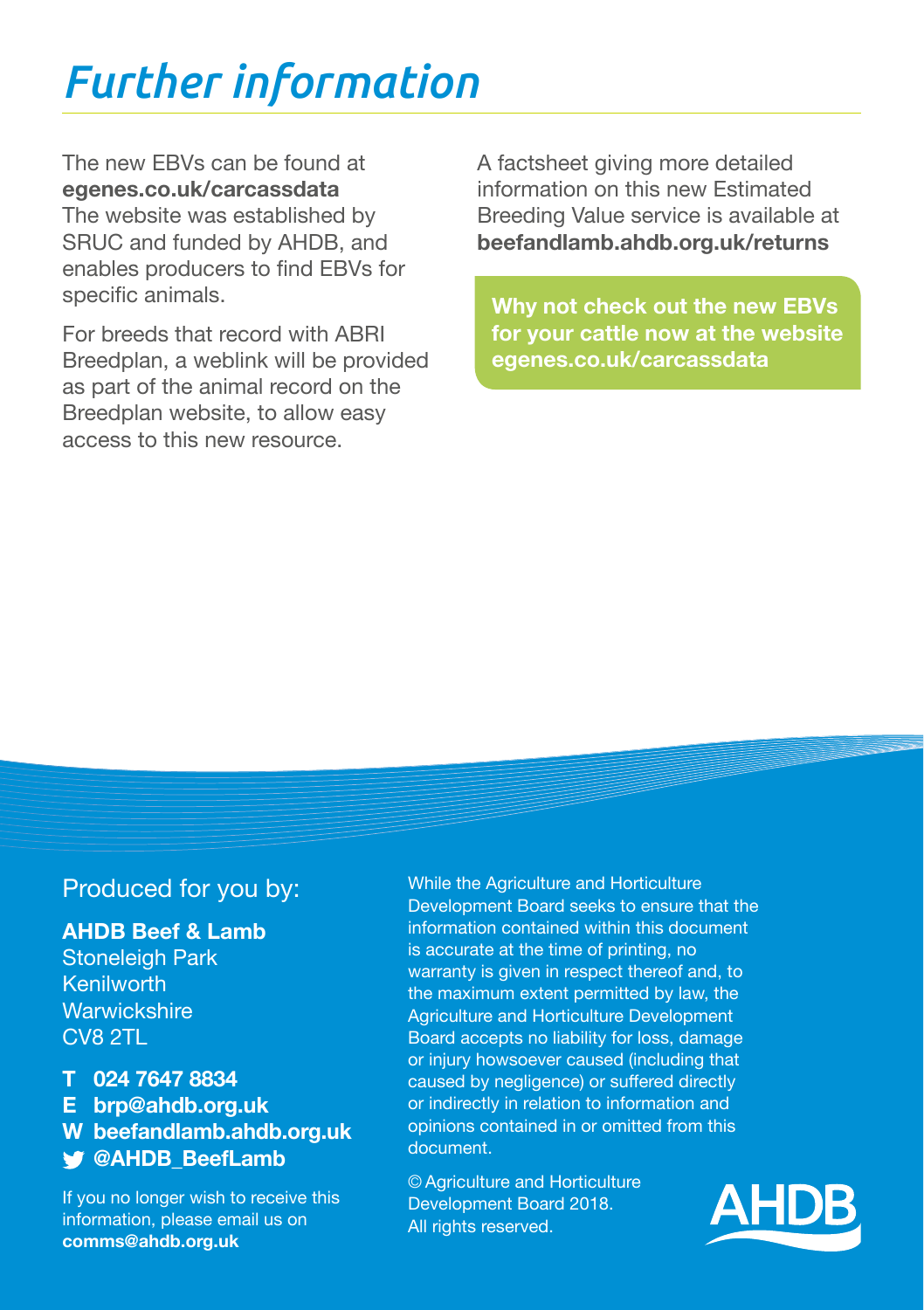# *Further information*

The new EBVs can be found at **egenes.co.uk/carcassdata** The website was established by SRUC and funded by AHDB, and enables producers to find EBVs for specific animals.

For breeds that record with ABRI Breedplan, a weblink will be provided as part of the animal record on the Breedplan website, to allow easy access to this new resource.

A factsheet giving more detailed information on this new Estimated Breeding Value service is available at **beefandlamb.ahdb.org.uk/returns**

**Why not check out the new EBVs for your cattle now at the website egenes.co.uk/carcassdata**

Produced for you by:

**AHDB Beef & Lamb**
Stoneleigh Park
Kenilworth
Warwickshire
CV8 2TL

**T 024 7647 8834**
**E brp@ahdb.org.uk**
**W beefandlamb.ahdb.org.uk**
**@AHDB_BeefLamb**

If you no longer wish to receive this information, please email us on **comms@ahdb.org.uk**

While the Agriculture and Horticulture Development Board seeks to ensure that the information contained within this document is accurate at the time of printing, no warranty is given in respect thereof and, to the maximum extent permitted by law, the Agriculture and Horticulture Development Board accepts no liability for loss, damage or injury howsoever caused (including that caused by negligence) or suffered directly or indirectly in relation to information and opinions contained in or omitted from this document.

© Agriculture and Horticulture Development Board 2018. All rights reserved.

AHDB